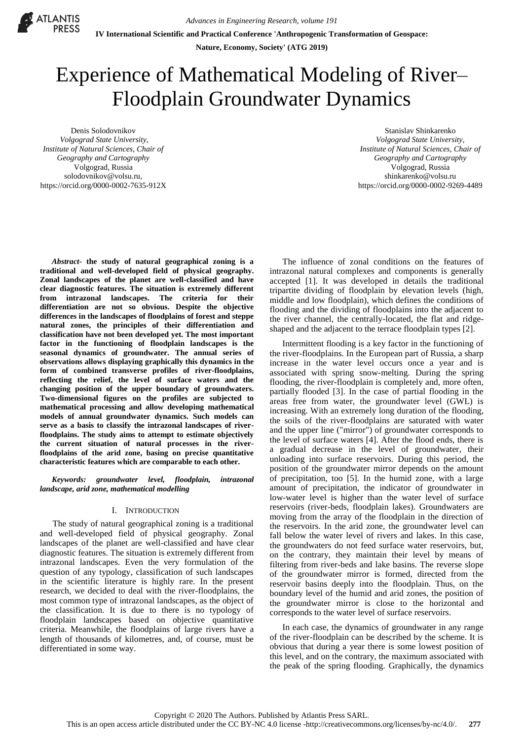# Experience of Mathematical Modeling of River–Floodplain Groundwater Dynamics

Denis Solodovnikov
*Volgograd State University, Institute of Natural Sciences, Chair of Geography and Cartography*
Volgograd, Russia
solodovnikov@volsu.ru,
https://orcid.org/0000-0002-7635-912X

Stanislav Shinkarenko
*Volgograd State University, Institute of Natural Sciences, Chair of Geography and Cartography*
Volgograd, Russia
shinkarenko@volsu.ru
https://orcid.org/0000-0002-9269-4489

***Abstract*- the study of natural geographical zoning is a traditional and well-developed field of physical geography. Zonal landscapes of the planet are well-classified and have clear diagnostic features. The situation is extremely different from intrazonal landscapes. The criteria for their differentiation are not so obvious. Despite the objective differences in the landscapes of floodplains of forest and steppe natural zones, the principles of their differentiation and classification have not been developed yet. The most important factor in the functioning of floodplain landscapes is the seasonal dynamics of groundwater. The annual series of observations allows displaying graphically this dynamics in the form of combined transverse profiles of river-floodplains, reflecting the relief, the level of surface waters and the changing position of the upper boundary of groundwaters. Two-dimensional figures on the profiles are subjected to mathematical processing and allow developing mathematical models of annual groundwater dynamics. Such models can serve as a basis to classify the intrazonal landscapes of river-floodplains. The study aims to attempt to estimate objectively the current situation of natural processes in the river-floodplains of the arid zone, basing on precise quantitative characteristic features which are comparable to each other.**

***Keywords: groundwater level, floodplain, intrazonal landscape, arid zone, mathematical modelling***

## I. Introduction

The study of natural geographical zoning is a traditional and well-developed field of physical geography. Zonal landscapes of the planet are well-classified and have clear diagnostic features. The situation is extremely different from intrazonal landscapes. Even the very formulation of the question of any typology, classification of such landscapes in the scientific literature is highly rare. In the present research, we decided to deal with the river-floodplains, the most common type of intrazonal landscapes, as the object of the classification. It is due to there is no typology of floodplain landscapes based on objective quantitative criteria. Meanwhile, the floodplains of large rivers have a length of thousands of kilometres, and, of course, must be differentiated in some way.

The influence of zonal conditions on the features of intrazonal natural complexes and components is generally accepted [1]. It was developed in details the traditional tripartite dividing of floodplain by elevation levels (high, middle and low floodplain), which defines the conditions of flooding and the dividing of floodplains into the adjacent to the river channel, the centrally-located, the flat and ridge-shaped and the adjacent to the terrace floodplain types [2].

Intermittent flooding is a key factor in the functioning of the river-floodplains. In the European part of Russia, a sharp increase in the water level occurs once a year and is associated with spring snow-melting. During the spring flooding, the river-floodplain is completely and, more often, partially flooded [3]. In the case of partial flooding in the areas free from water, the groundwater level (GWL) is increasing. With an extremely long duration of the flooding, the soils of the river-floodplains are saturated with water and the upper line ("mirror") of groundwater corresponds to the level of surface waters [4]. After the flood ends, there is a gradual decrease in the level of groundwater, their unloading into surface reservoirs. During this period, the position of the groundwater mirror depends on the amount of precipitation, too [5]. In the humid zone, with a large amount of precipitation, the indicator of groundwater in low-water level is higher than the water level of surface reservoirs (river-beds, floodplain lakes). Groundwaters are moving from the array of the floodplain in the direction of the reservoirs. In the arid zone, the groundwater level can fall below the water level of rivers and lakes. In this case, the groundwaters do not feed surface water reservoirs, but, on the contrary, they maintain their level by means of filtering from river-beds and lake basins. The reverse slope of the groundwater mirror is formed, directed from the reservoir basins deeply into the floodplain. Thus, on the boundary level of the humid and arid zones, the position of the groundwater mirror is close to the horizontal and corresponds to the water level of surface reservoirs.

In each case, the dynamics of groundwater in any range of the river-floodplain can be described by the scheme. It is obvious that during a year there is some lowest position of this level, and on the contrary, the maximum associated with the peak of the spring flooding. Graphically, the dynamics

Copyright © 2020 The Authors. Published by Atlantis Press SARL.
This is an open access article distributed under the CC BY-NC 4.0 license -http://creativecommons.org/licenses/by-nc/4.0/.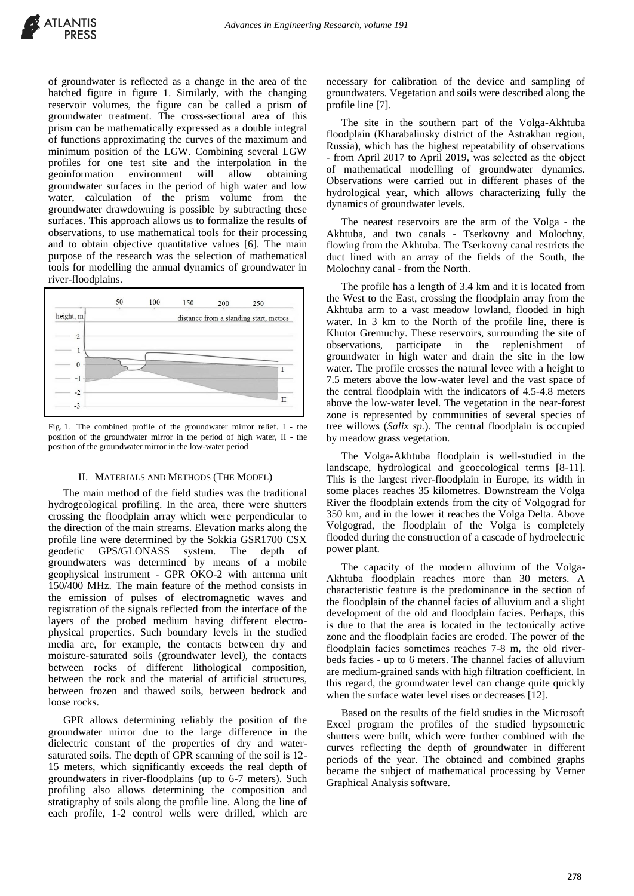of groundwater is reflected as a change in the area of the hatched figure in figure 1. Similarly, with the changing reservoir volumes, the figure can be called a prism of groundwater treatment. The cross-sectional area of this prism can be mathematically expressed as a double integral of functions approximating the curves of the maximum and minimum position of the LGW. Combining several LGW profiles for one test site and the interpolation in the geoinformation environment will allow obtaining groundwater surfaces in the period of high water and low water, calculation of the prism volume from the groundwater drawdowning is possible by subtracting these surfaces. This approach allows us to formalize the results of observations, to use mathematical tools for their processing and to obtain objective quantitative values [6]. The main purpose of the research was the selection of mathematical tools for modelling the annual dynamics of groundwater in river-floodplains.

Fig. 1. The combined profile of the groundwater mirror relief. I - the position of the groundwater mirror in the period of high water, II - the position of the groundwater mirror in the low-water period

## II. Materials and Methods (The Model)

The main method of the field studies was the traditional hydrogeological profiling. In the area, there were shutters crossing the floodplain array which were perpendicular to the direction of the main streams. Elevation marks along the profile line were determined by the Sokkia GSR1700 CSX geodetic GPS/GLONASS system. The depth of groundwaters was determined by means of a mobile geophysical instrument - GPR OKO-2 with antenna unit 150/400 MHz. The main feature of the method consists in the emission of pulses of electromagnetic waves and registration of the signals reflected from the interface of the layers of the probed medium having different electro-physical properties. Such boundary levels in the studied media are, for example, the contacts between dry and moisture-saturated soils (groundwater level), the contacts between rocks of different lithological composition, between the rock and the material of artificial structures, between frozen and thawed soils, between bedrock and loose rocks.

GPR allows determining reliably the position of the groundwater mirror due to the large difference in the dielectric constant of the properties of dry and water-saturated soils. The depth of GPR scanning of the soil is 12-15 meters, which significantly exceeds the real depth of groundwaters in river-floodplains (up to 6-7 meters). Such profiling also allows determining the composition and stratigraphy of soils along the profile line. Along the line of each profile, 1-2 control wells were drilled, which are necessary for calibration of the device and sampling of groundwaters. Vegetation and soils were described along the profile line [7].

The site in the southern part of the Volga-Akhtuba floodplain (Kharabalinsky district of the Astrakhan region, Russia), which has the highest repeatability of observations - from April 2017 to April 2019, was selected as the object of mathematical modelling of groundwater dynamics. Observations were carried out in different phases of the hydrological year, which allows characterizing fully the dynamics of groundwater levels.

The nearest reservoirs are the arm of the Volga - the Akhtuba, and two canals - Tserkovny and Molochny, flowing from the Akhtuba. The Tserkovny canal restricts the duct lined with an array of the fields of the South, the Molochny canal - from the North.

The profile has a length of 3.4 km and it is located from the West to the East, crossing the floodplain array from the Akhtuba arm to a vast meadow lowland, flooded in high water. In 3 km to the North of the profile line, there is Khutor Gremuchy. These reservoirs, surrounding the site of observations, participate in the replenishment of groundwater in high water and drain the site in the low water. The profile crosses the natural levee with a height to 7.5 meters above the low-water level and the vast space of the central floodplain with the indicators of 4.5-4.8 meters above the low-water level. The vegetation in the near-forest zone is represented by communities of several species of tree willows (*Salix sp.*). The central floodplain is occupied by meadow grass vegetation.

The Volga-Akhtuba floodplain is well-studied in the landscape, hydrological and geoecological terms [8-11]. This is the largest river-floodplain in Europe, its width in some places reaches 35 kilometres. Downstream the Volga River the floodplain extends from the city of Volgograd for 350 km, and in the lower it reaches the Volga Delta. Above Volgograd, the floodplain of the Volga is completely flooded during the construction of a cascade of hydroelectric power plant.

The capacity of the modern alluvium of the Volga-Akhtuba floodplain reaches more than 30 meters. A characteristic feature is the predominance in the section of the floodplain of the channel facies of alluvium and a slight development of the old and floodplain facies. Perhaps, this is due to that the area is located in the tectonically active zone and the floodplain facies are eroded. The power of the floodplain facies sometimes reaches 7-8 m, the old river-beds facies - up to 6 meters. The channel facies of alluvium are medium-grained sands with high filtration coefficient. In this regard, the groundwater level can change quite quickly when the surface water level rises or decreases [12].

Based on the results of the field studies in the Microsoft Excel program the profiles of the studied hypsometric shutters were built, which were further combined with the curves reflecting the depth of groundwater in different periods of the year. The obtained and combined graphs became the subject of mathematical processing by Verner Graphical Analysis software.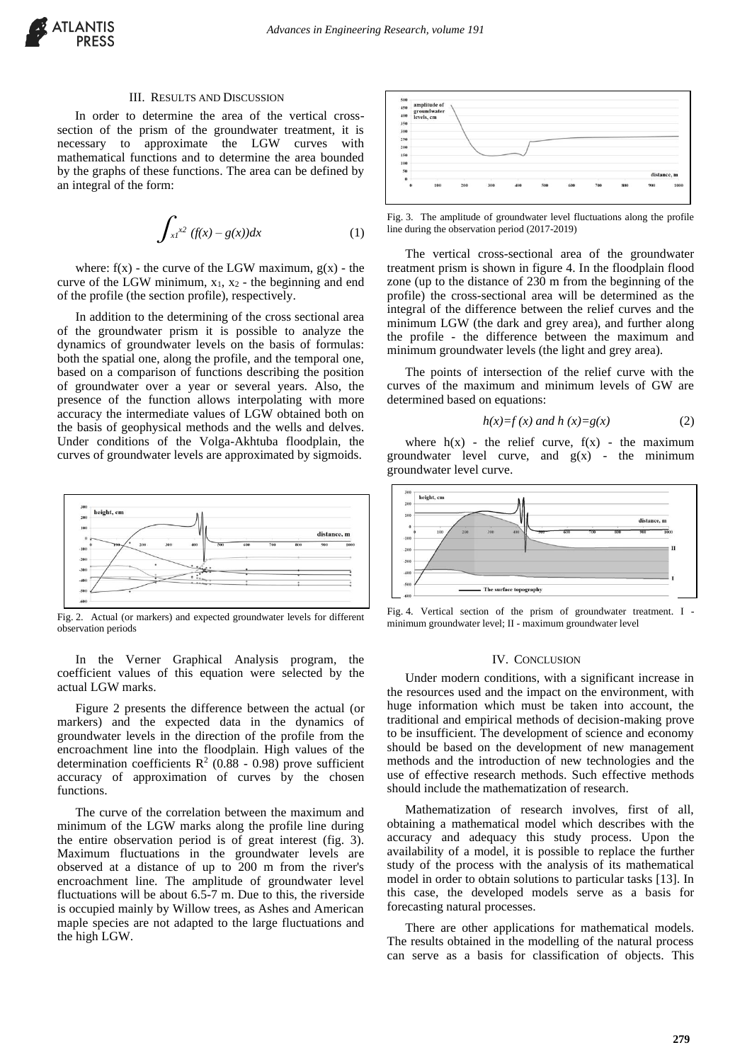## III. Results and Discussion

In order to determine the area of the vertical cross-section of the prism of the groundwater treatment, it is necessary to approximate the LGW curves with mathematical functions and to determine the area bounded by the graphs of these functions. The area can be defined by an integral of the form:

$$\int_{x1}^{x2} (f(x) - g(x))dx \qquad (1)$$

where: f(x) - the curve of the LGW maximum, g(x) - the curve of the LGW minimum, $x_1$, $x_2$ - the beginning and end of the profile (the section profile), respectively.

In addition to the determining of the cross sectional area of the groundwater prism it is possible to analyze the dynamics of groundwater levels on the basis of formulas: both the spatial one, along the profile, and the temporal one, based on a comparison of functions describing the position of groundwater over a year or several years. Also, the presence of the function allows interpolating with more accuracy the intermediate values of LGW obtained both on the basis of geophysical methods and the wells and delves. Under conditions of the Volga-Akhtuba floodplain, the curves of groundwater levels are approximated by sigmoids.

Fig. 2. Actual (or markers) and expected groundwater levels for different observation periods

In the Verner Graphical Analysis program, the coefficient values of this equation were selected by the actual LGW marks.

Figure 2 presents the difference between the actual (or markers) and the expected data in the dynamics of groundwater levels in the direction of the profile from the encroachment line into the floodplain. High values of the determination coefficients $R^2$ (0.88 - 0.98) prove sufficient accuracy of approximation of curves by the chosen functions.

The curve of the correlation between the maximum and minimum of the LGW marks along the profile line during the entire observation period is of great interest (fig. 3). Maximum fluctuations in the groundwater levels are observed at a distance of up to 200 m from the river's encroachment line. The amplitude of groundwater level fluctuations will be about 6.5-7 m. Due to this, the riverside is occupied mainly by Willow trees, as Ashes and American maple species are not adapted to the large fluctuations and the high LGW.

Fig. 3. The amplitude of groundwater level fluctuations along the profile line during the observation period (2017-2019)

The vertical cross-sectional area of the groundwater treatment prism is shown in figure 4. In the floodplain flood zone (up to the distance of 230 m from the beginning of the profile) the cross-sectional area will be determined as the integral of the difference between the relief curves and the minimum LGW (the dark and grey area), and further along the profile - the difference between the maximum and minimum groundwater levels (the light and grey area).

The points of intersection of the relief curve with the curves of the maximum and minimum levels of GW are determined based on equations:

$$h(x)=f(x) \text{ and } h(x)=g(x) \qquad (2)$$

where h(x) - the relief curve, f(x) - the maximum groundwater level curve, and g(x) - the minimum groundwater level curve.

Fig. 4. Vertical section of the prism of groundwater treatment. I - minimum groundwater level; II - maximum groundwater level

## IV. Conclusion

Under modern conditions, with a significant increase in the resources used and the impact on the environment, with huge information which must be taken into account, the traditional and empirical methods of decision-making prove to be insufficient. The development of science and economy should be based on the development of new management methods and the introduction of new technologies and the use of effective research methods. Such effective methods should include the mathematization of research.

Mathematization of research involves, first of all, obtaining a mathematical model which describes with the accuracy and adequacy this study process. Upon the availability of a model, it is possible to replace the further study of the process with the analysis of its mathematical model in order to obtain solutions to particular tasks [13]. In this case, the developed models serve as a basis for forecasting natural processes.

There are other applications for mathematical models. The results obtained in the modelling of the natural process can serve as a basis for classification of objects. This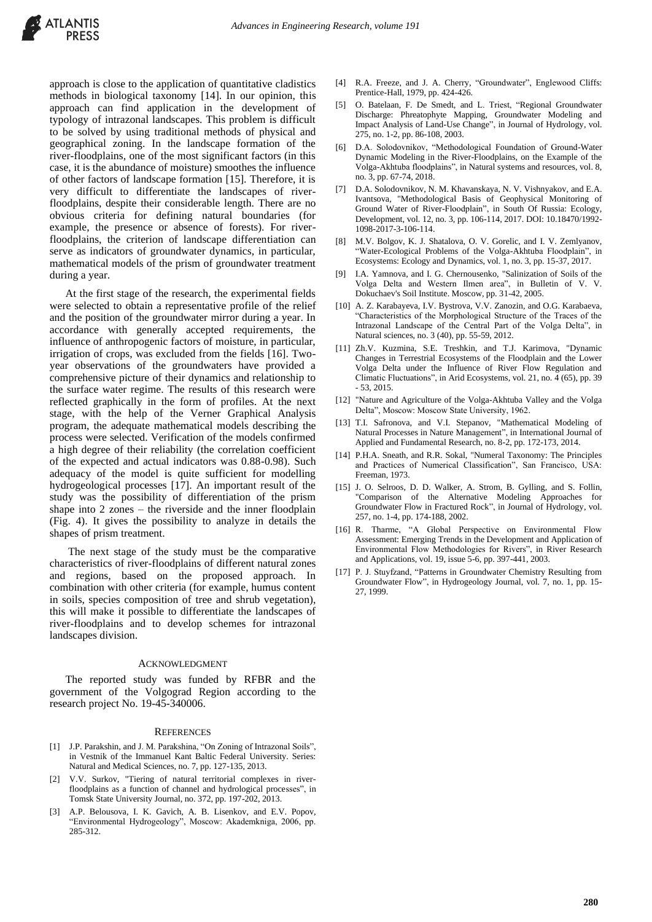approach is close to the application of quantitative cladistics methods in biological taxonomy [14]. In our opinion, this approach can find application in the development of typology of intrazonal landscapes. This problem is difficult to be solved by using traditional methods of physical and geographical zoning. In the landscape formation of the river-floodplains, one of the most significant factors (in this case, it is the abundance of moisture) smoothes the influence of other factors of landscape formation [15]. Therefore, it is very difficult to differentiate the landscapes of river-floodplains, despite their considerable length. There are no obvious criteria for defining natural boundaries (for example, the presence or absence of forests). For river-floodplains, the criterion of landscape differentiation can serve as indicators of groundwater dynamics, in particular, mathematical models of the prism of groundwater treatment during a year.

At the first stage of the research, the experimental fields were selected to obtain a representative profile of the relief and the position of the groundwater mirror during a year. In accordance with generally accepted requirements, the influence of anthropogenic factors of moisture, in particular, irrigation of crops, was excluded from the fields [16]. Two-year observations of the groundwaters have provided a comprehensive picture of their dynamics and relationship to the surface water regime. The results of this research were reflected graphically in the form of profiles. At the next stage, with the help of the Verner Graphical Analysis program, the adequate mathematical models describing the process were selected. Verification of the models confirmed a high degree of their reliability (the correlation coefficient of the expected and actual indicators was 0.88-0.98). Such adequacy of the model is quite sufficient for modelling hydrogeological processes [17]. An important result of the study was the possibility of differentiation of the prism shape into 2 zones – the riverside and the inner floodplain (Fig. 4). It gives the possibility to analyze in details the shapes of prism treatment.

The next stage of the study must be the comparative characteristics of river-floodplains of different natural zones and regions, based on the proposed approach. In combination with other criteria (for example, humus content in soils, species composition of tree and shrub vegetation), this will make it possible to differentiate the landscapes of river-floodplains and to develop schemes for intrazonal landscapes division.

## Acknowledgment

The reported study was funded by RFBR and the government of the Volgograd Region according to the research project No. 19-45-340006.

## References

[1] J.P. Parakshin, and J. M. Parakshina, “On Zoning of Intrazonal Soils”, in Vestnik of the Immanuel Kant Baltic Federal University. Series: Natural and Medical Sciences, no. 7, pp. 127-135, 2013.

[2] V.V. Surkov, "Tiering of natural territorial complexes in river-floodplains as a function of channel and hydrological processes", in Tomsk State University Journal, no. 372, pp. 197-202, 2013.

[3] A.P. Belousova, I. K. Gavich, A. B. Lisenkov, and E.V. Popov, “Environmental Hydrogeology”, Moscow: Akademkniga, 2006, pp. 285-312.

[4] R.A. Freeze, and J. A. Cherry, “Groundwater”, Englewood Cliffs: Prentice-Hall, 1979, pp. 424-426.

[5] O. Batelaan, F. De Smedt, and L. Triest, “Regional Groundwater Discharge: Phreatophyte Mapping, Groundwater Modeling and Impact Analysis of Land-Use Change”, in Journal of Hydrology, vol. 275, no. 1-2, pp. 86-108, 2003.

[6] D.A. Solodovnikov, “Methodological Foundation of Ground-Water Dynamic Modeling in the River-Floodplains, on the Example of the Volga-Akhtuba floodplains”, in Natural systems and resources, vol. 8, no. 3, pp. 67-74, 2018.

[7] D.A. Solodovnikov, N. M. Khavanskaya, N. V. Vishnyakov, and E.A. Ivantsova, "Methodological Basis of Geophysical Monitoring of Ground Water of River-Floodplain", in South Of Russia: Ecology, Development, vol. 12, no. 3, pp. 106-114, 2017. DOI: 10.18470/1992-1098-2017-3-106-114.

[8] M.V. Bolgov, K. J. Shatalova, O. V. Gorelic, and I. V. Zemlyanov, “Water-Ecological Problems of the Volga-Akhtuba Floodplain”, in Ecosystems: Ecology and Dynamics, vol. 1, no. 3, pp. 15-37, 2017.

[9] I.A. Yamnova, and I. G. Chernousenko, "Salinization of Soils of the Volga Delta and Western Ilmen area", in Bulletin of V. V. Dokuchaev's Soil Institute. Moscow, pp. 31-42, 2005.

[10] A. Z. Karabayeva, I.V. Bystrova, V.V. Zanozin, and O.G. Karabaeva, “Characteristics of the Morphological Structure of the Traces of the Intrazonal Landscape of the Central Part of the Volga Delta”, in Natural sciences, no. 3 (40), pp. 55-59, 2012.

[11] Zh.V. Kuzmina, S.E. Treshkin, and T.J. Karimova, "Dynamic Changes in Terrestrial Ecosystems of the Floodplain and the Lower Volga Delta under the Influence of River Flow Regulation and Climatic Fluctuations”, in Arid Ecosystems, vol. 21, no. 4 (65), pp. 39 - 53, 2015.

[12] "Nature and Agriculture of the Volga-Akhtuba Valley and the Volga Delta”, Moscow: Moscow State University, 1962.

[13] T.I. Safronova, and V.I. Stepanov, "Mathematical Modeling of Natural Processes in Nature Management”, in International Journal of Applied and Fundamental Research, no. 8-2, pp. 172-173, 2014.

[14] P.H.A. Sneath, and R.R. Sokal, "Numeral Taxonomy: The Principles and Practices of Numerical Classification", San Francisco, USA: Freeman, 1973.

[15] J. O. Selroos, D. D. Walker, A. Strom, B. Gylling, and S. Follin, "Comparison of the Alternative Modeling Approaches for Groundwater Flow in Fractured Rock", in Journal of Hydrology, vol. 257, no. 1-4, pp. 174-188, 2002.

[16] R. Tharme, “A Global Perspective on Environmental Flow Assessment: Emerging Trends in the Development and Application of Environmental Flow Methodologies for Rivers”, in River Research and Applications, vol. 19, issue 5-6, pp. 397-441, 2003.

[17] P. J. Stuyfzand, “Patterns in Groundwater Chemistry Resulting from Groundwater Flow”, in Hydrogeology Journal, vol. 7, no. 1, pp. 15-27, 1999.